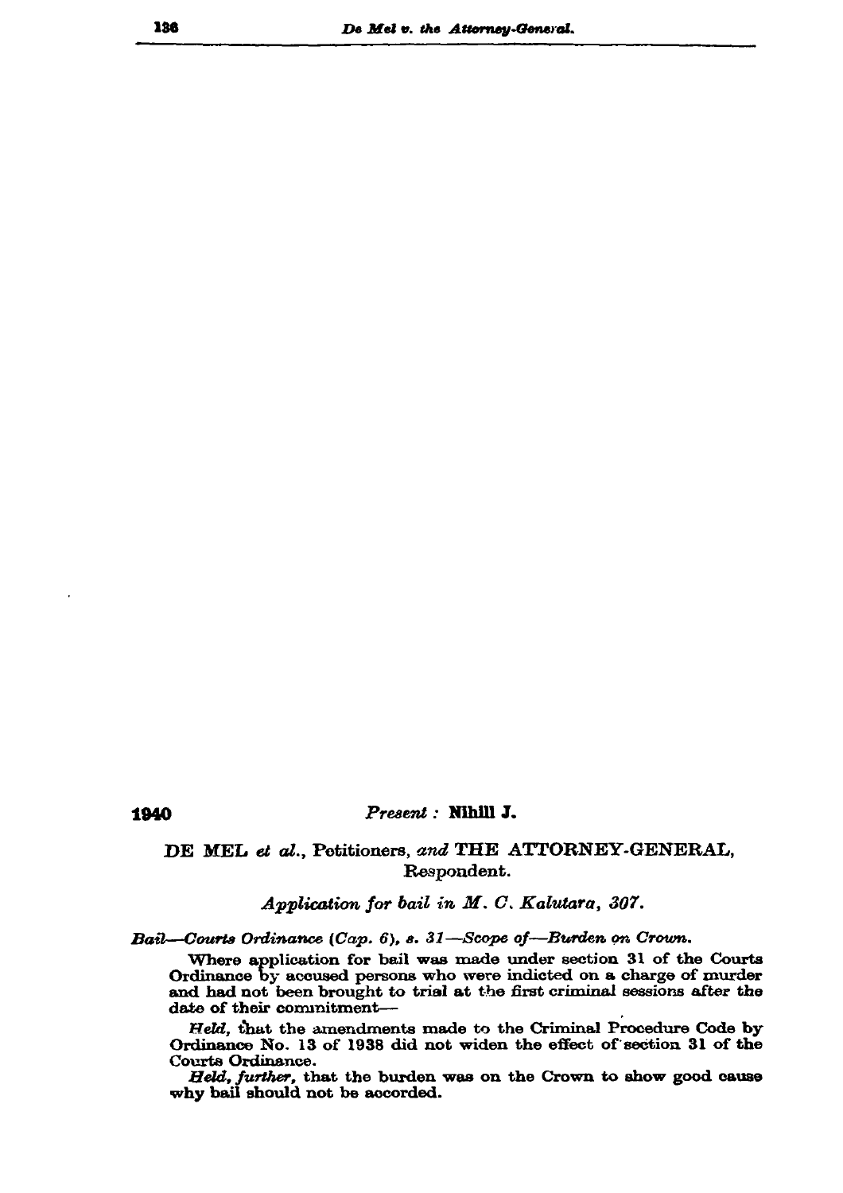1940

*Present :* **Nihill J.**

DE MEL *et al.*, Petitioners, *and* THE ATTORNEY-GENERAL, Respondent.

*Application for bail in M. C. Kalutara, 307.*

*Bail—Courts Ordinance (Cap. 6), s. 31—Scope of—Burden on Crown.*

Where application for bail was made under section 31 of the Courts Ordinance by accused persons who were indicted on a charge of murder and had not been brought to trial at the first criminal sessions after the date of their commitment—

*Held*, that the amendments made to the Criminal Procedure Code by Ordinance No. 13 of 1938 did not widen the effect of section 31 of the Courts Ordinance.

*Held, further*, that the burden was on the Crown to show good cause why bail should not be accorded.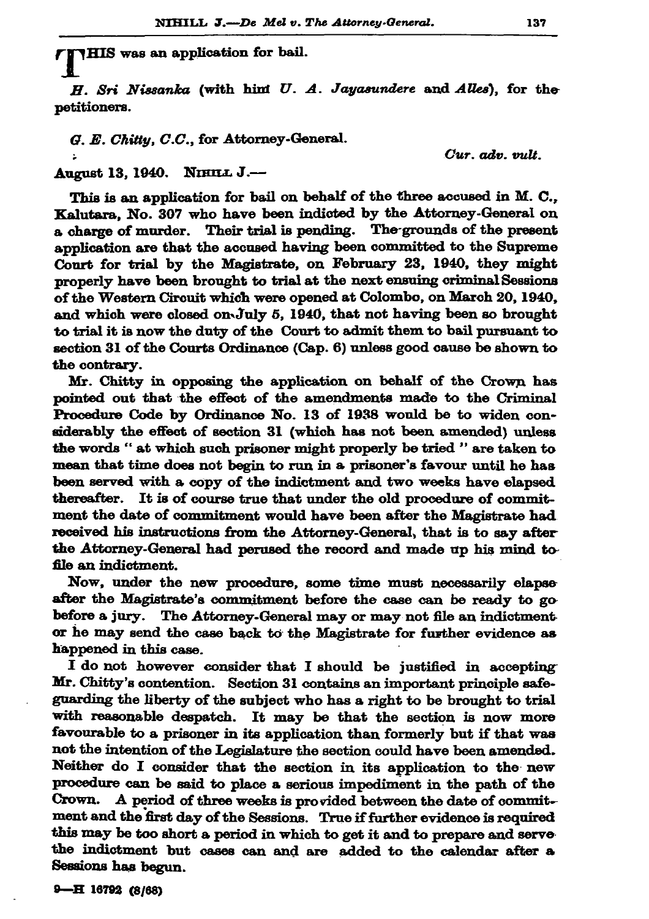THIS was an application for bail.

*H. Sri Nissanka* (with him *U. A. Jayasundere* and *Alles*), for the petitioners.

*G. E. Chitty, C.C.*, for Attorney-General.

*Cur. adv. vult.*

August 13, 1940. NIHILL J.—

This is an application for bail on behalf of the three accused in M. C., Kalutara, No. 307 who have been indicted by the Attorney-General on a charge of murder. Their trial is pending. The grounds of the present application are that the accused having been committed to the Supreme Court for trial by the Magistrate, on February 23, 1940, they might properly have been brought to trial at the next ensuing criminal Sessions of the Western Circuit which were opened at Colombo, on March 20, 1940, and which were closed on July 5, 1940, that not having been so brought to trial it is now the duty of the Court to admit them to bail pursuant to section 31 of the Courts Ordinance (Cap. 6) unless good cause be shown to the contrary.

Mr. Chitty in opposing the application on behalf of the Crown has pointed out that the effect of the amendments made to the Criminal Procedure Code by Ordinance No. 13 of 1938 would be to widen considerably the effect of section 31 (which has not been amended) unless the words " at which such prisoner might properly be tried " are taken to mean that time does not begin to run in a prisoner's favour until he has been served with a copy of the indictment and two weeks have elapsed thereafter. It is of course true that under the old procedure of commitment the date of commitment would have been after the Magistrate had received his instructions from the Attorney-General, that is to say after the Attorney-General had perused the record and made up his mind to file an indictment.

Now, under the new procedure, some time must necessarily elapse after the Magistrate's commitment before the case can be ready to go before a jury. The Attorney-General may or may not file an indictment or he may send the case back to the Magistrate for further evidence as happened in this case.

I do not however consider that I should be justified in accepting Mr. Chitty's contention. Section 31 contains an important principle safeguarding the liberty of the subject who has a right to be brought to trial with reasonable despatch. It may be that the section is now more favourable to a prisoner in its application than formerly but if that was not the intention of the Legislature the section could have been amended. Neither do I consider that the section in its application to the new procedure can be said to place a serious impediment in the path of the Crown. A period of three weeks is provided between the date of commitment and the first day of the Sessions. True if further evidence is required this may be too short a period in which to get it and to prepare and serve the indictment but cases can and are added to the calendar after a Sessions has begun.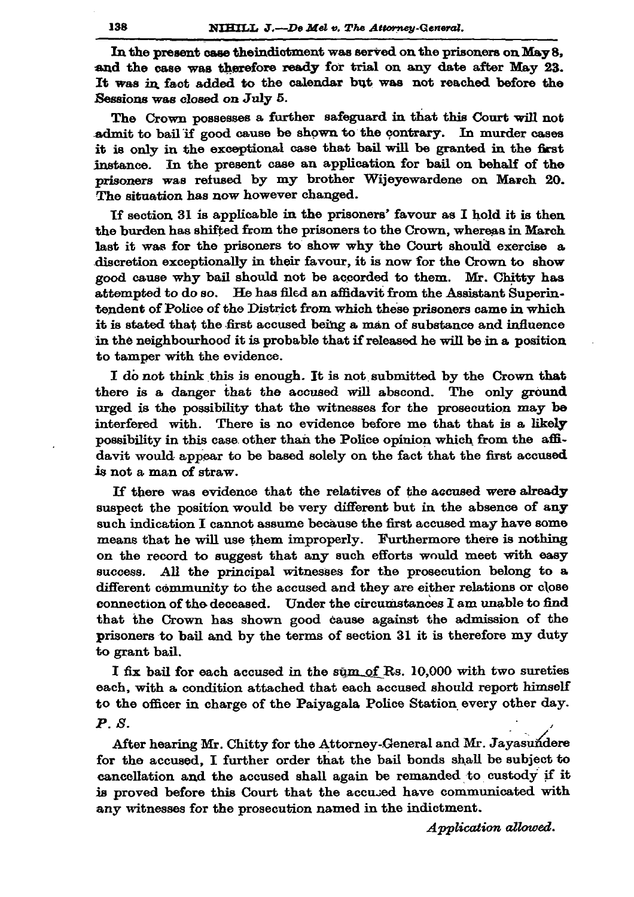In the present case theindictment was served on the prisoners on May 8, and the case was therefore ready for trial on any date after May 23. It was in fact added to the calendar but was not reached before the Sessions was closed on July 5.

The Crown possesses a further safeguard in that this Court will not admit to bail if good cause be shown to the contrary. In murder cases it is only in the exceptional case that bail will be granted in the first instance. In the present case an application for bail on behalf of the prisoners was refused by my brother Wijeyewardene on March 20. The situation has now however changed.

If section 31 is applicable in the prisoners' favour as I hold it is then the burden has shifted from the prisoners to the Crown, whereas in March last it was for the prisoners to show why the Court should exercise a discretion exceptionally in their favour, it is now for the Crown to show good cause why bail should not be accorded to them. Mr. Chitty has attempted to do so. He has filed an affidavit from the Assistant Superintendent of Police of the District from which these prisoners came in which it is stated that the first accused being a man of substance and influence in the neighbourhood it is probable that if released he will be in a position to tamper with the evidence.

I do not think this is enough. It is not submitted by the Crown that there is a danger that the accused will abscond. The only ground urged is the possibility that the witnesses for the prosecution may be interfered with. There is no evidence before me that that is a likely possibility in this case other than the Police opinion which from the affidavit would appear to be based solely on the fact that the first accused is not a man of straw.

If there was evidence that the relatives of the accused were already suspect the position would be very different but in the absence of any such indication I cannot assume because the first accused may have some means that he will use them improperly. Furthermore there is nothing on the record to suggest that any such efforts would meet with easy success. All the principal witnesses for the prosecution belong to a different community to the accused and they are either relations or close connection of the deceased. Under the circumstances I am unable to find that the Crown has shown good cause against the admission of the prisoners to bail and by the terms of section 31 it is therefore my duty to grant bail.

I fix bail for each accused in the sum of Rs. 10,000 with two sureties each, with a condition attached that each accused should report himself to the officer in charge of the Paiyagala Police Station every other day.

*P. S.*

After hearing Mr. Chitty for the Attorney-General and Mr. Jayasundere for the accused, I further order that the bail bonds shall be subject to cancellation and the accused shall again be remanded to custody if it is proved before this Court that the accused have communicated with any witnesses for the prosecution named in the indictment.

*Application allowed.*